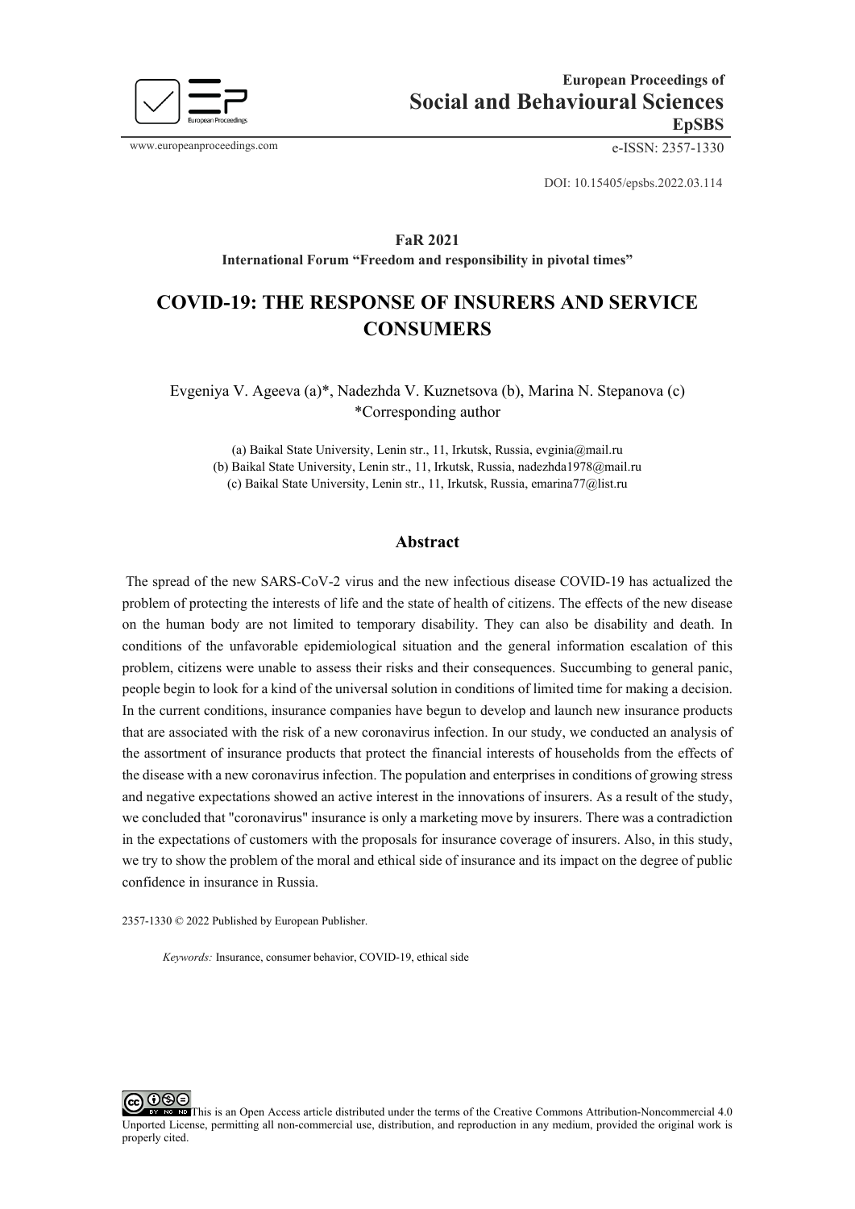European Proceedings of
**Social and Behavioural Sciences**
**EpSBS**

www.europeanproceedings.com e-ISSN: 2357-1330

DOI: 10.15405/epsbs.2022.03.114

**FaR 2021**
**International Forum "Freedom and responsibility in pivotal times"**

# COVID-19: THE RESPONSE OF INSURERS AND SERVICE CONSUMERS

Evgeniya V. Ageeva (a)*, Nadezhda V. Kuznetsova (b), Marina N. Stepanova (c)
*Corresponding author

(a) Baikal State University, Lenin str., 11, Irkutsk, Russia, evginia@mail.ru
(b) Baikal State University, Lenin str., 11, Irkutsk, Russia, nadezhda1978@mail.ru
(c) Baikal State University, Lenin str., 11, Irkutsk, Russia, emarina77@list.ru

## Abstract

The spread of the new SARS-CoV-2 virus and the new infectious disease COVID-19 has actualized the problem of protecting the interests of life and the state of health of citizens. The effects of the new disease on the human body are not limited to temporary disability. They can also be disability and death. In conditions of the unfavorable epidemiological situation and the general information escalation of this problem, citizens were unable to assess their risks and their consequences. Succumbing to general panic, people begin to look for a kind of the universal solution in conditions of limited time for making a decision. In the current conditions, insurance companies have begun to develop and launch new insurance products that are associated with the risk of a new coronavirus infection. In our study, we conducted an analysis of the assortment of insurance products that protect the financial interests of households from the effects of the disease with a new coronavirus infection. The population and enterprises in conditions of growing stress and negative expectations showed an active interest in the innovations of insurers. As a result of the study, we concluded that "coronavirus" insurance is only a marketing move by insurers. There was a contradiction in the expectations of customers with the proposals for insurance coverage of insurers. Also, in this study, we try to show the problem of the moral and ethical side of insurance and its impact on the degree of public confidence in insurance in Russia.

2357-1330 © 2022 Published by European Publisher.

*Keywords:* Insurance, consumer behavior, COVID-19, ethical side

This is an Open Access article distributed under the terms of the Creative Commons Attribution-Noncommercial 4.0 Unported License, permitting all non-commercial use, distribution, and reproduction in any medium, provided the original work is properly cited.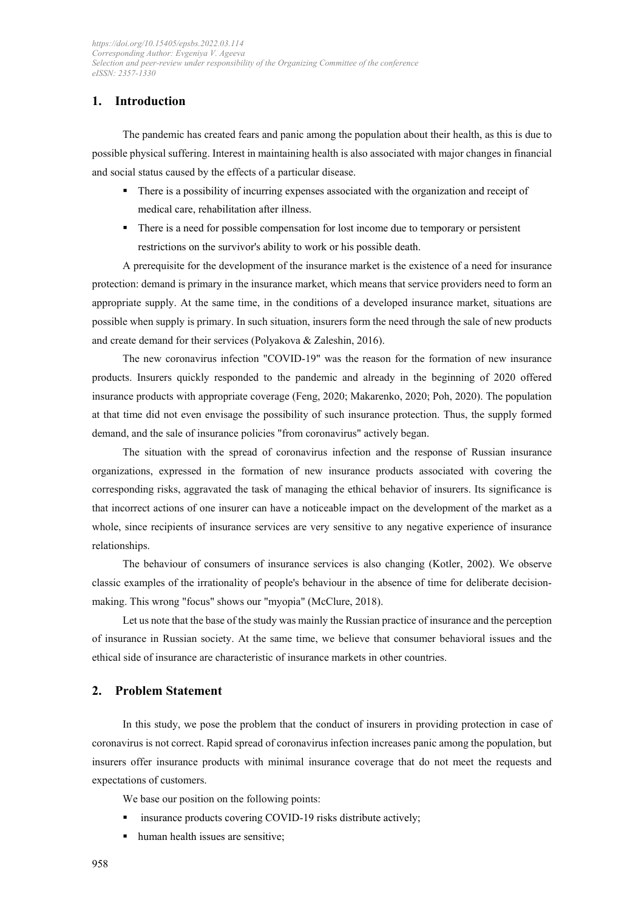## 1. Introduction

The pandemic has created fears and panic among the population about their health, as this is due to possible physical suffering. Interest in maintaining health is also associated with major changes in financial and social status caused by the effects of a particular disease.

- There is a possibility of incurring expenses associated with the organization and receipt of medical care, rehabilitation after illness.
- There is a need for possible compensation for lost income due to temporary or persistent restrictions on the survivor's ability to work or his possible death.

A prerequisite for the development of the insurance market is the existence of a need for insurance protection: demand is primary in the insurance market, which means that service providers need to form an appropriate supply. At the same time, in the conditions of a developed insurance market, situations are possible when supply is primary. In such situation, insurers form the need through the sale of new products and create demand for their services (Polyakova & Zaleshin, 2016).

The new coronavirus infection "COVID-19" was the reason for the formation of new insurance products. Insurers quickly responded to the pandemic and already in the beginning of 2020 offered insurance products with appropriate coverage (Feng, 2020; Makarenko, 2020; Poh, 2020). The population at that time did not even envisage the possibility of such insurance protection. Thus, the supply formed demand, and the sale of insurance policies "from coronavirus" actively began.

The situation with the spread of coronavirus infection and the response of Russian insurance organizations, expressed in the formation of new insurance products associated with covering the corresponding risks, aggravated the task of managing the ethical behavior of insurers. Its significance is that incorrect actions of one insurer can have a noticeable impact on the development of the market as a whole, since recipients of insurance services are very sensitive to any negative experience of insurance relationships.

The behaviour of consumers of insurance services is also changing (Kotler, 2002). We observe classic examples of the irrationality of people's behaviour in the absence of time for deliberate decision-making. This wrong "focus" shows our "myopia" (McClure, 2018).

Let us note that the base of the study was mainly the Russian practice of insurance and the perception of insurance in Russian society. At the same time, we believe that consumer behavioral issues and the ethical side of insurance are characteristic of insurance markets in other countries.

## 2. Problem Statement

In this study, we pose the problem that the conduct of insurers in providing protection in case of coronavirus is not correct. Rapid spread of coronavirus infection increases panic among the population, but insurers offer insurance products with minimal insurance coverage that do not meet the requests and expectations of customers.

We base our position on the following points:

- insurance products covering COVID-19 risks distribute actively;
- human health issues are sensitive;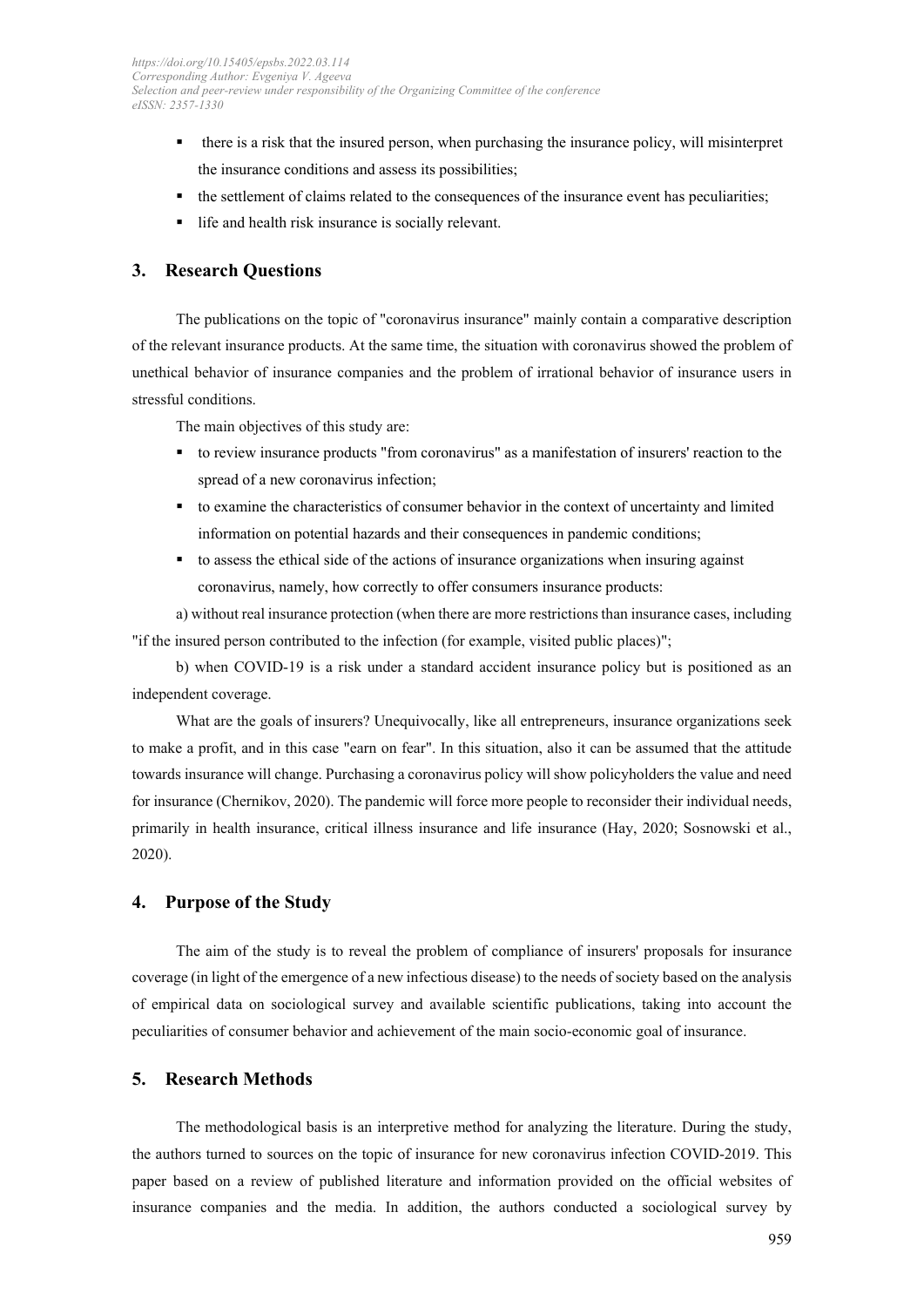- there is a risk that the insured person, when purchasing the insurance policy, will misinterpret the insurance conditions and assess its possibilities;
- the settlement of claims related to the consequences of the insurance event has peculiarities;
- life and health risk insurance is socially relevant.

## 3. Research Questions

The publications on the topic of "coronavirus insurance" mainly contain a comparative description of the relevant insurance products. At the same time, the situation with coronavirus showed the problem of unethical behavior of insurance companies and the problem of irrational behavior of insurance users in stressful conditions.

The main objectives of this study are:

- to review insurance products "from coronavirus" as a manifestation of insurers' reaction to the spread of a new coronavirus infection;
- to examine the characteristics of consumer behavior in the context of uncertainty and limited information on potential hazards and their consequences in pandemic conditions;
- to assess the ethical side of the actions of insurance organizations when insuring against coronavirus, namely, how correctly to offer consumers insurance products:

a) without real insurance protection (when there are more restrictions than insurance cases, including "if the insured person contributed to the infection (for example, visited public places)";

b) when COVID-19 is a risk under a standard accident insurance policy but is positioned as an independent coverage.

What are the goals of insurers? Unequivocally, like all entrepreneurs, insurance organizations seek to make a profit, and in this case "earn on fear". In this situation, also it can be assumed that the attitude towards insurance will change. Purchasing a coronavirus policy will show policyholders the value and need for insurance (Chernikov, 2020). The pandemic will force more people to reconsider their individual needs, primarily in health insurance, critical illness insurance and life insurance (Hay, 2020; Sosnowski et al., 2020).

## 4. Purpose of the Study

The aim of the study is to reveal the problem of compliance of insurers' proposals for insurance coverage (in light of the emergence of a new infectious disease) to the needs of society based on the analysis of empirical data on sociological survey and available scientific publications, taking into account the peculiarities of consumer behavior and achievement of the main socio-economic goal of insurance.

## 5. Research Methods

The methodological basis is an interpretive method for analyzing the literature. During the study, the authors turned to sources on the topic of insurance for new coronavirus infection COVID-2019. This paper based on a review of published literature and information provided on the official websites of insurance companies and the media. In addition, the authors conducted a sociological survey by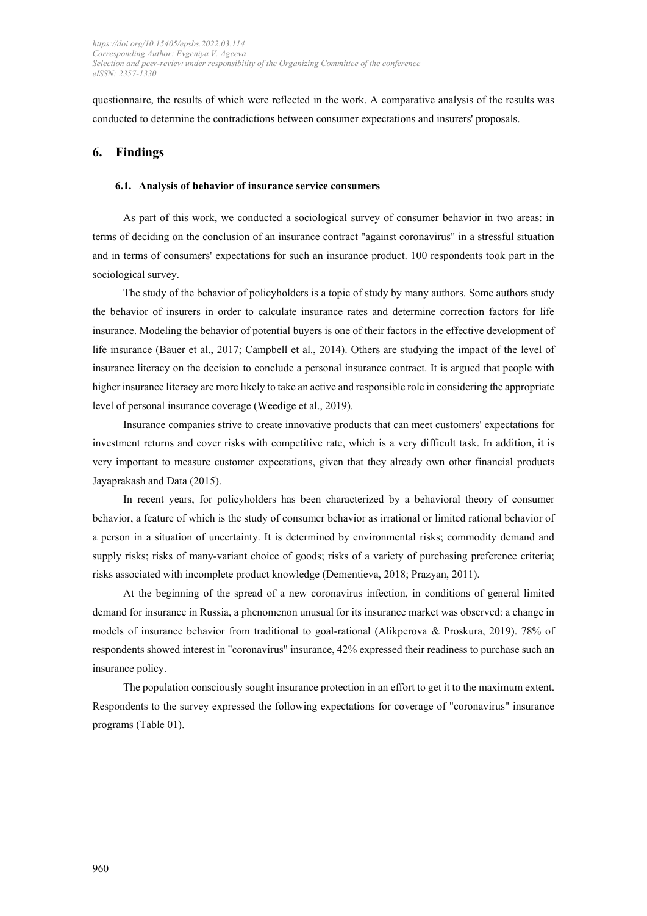questionnaire, the results of which were reflected in the work. A comparative analysis of the results was conducted to determine the contradictions between consumer expectations and insurers' proposals.

## 6. Findings

### 6.1. Analysis of behavior of insurance service consumers

As part of this work, we conducted a sociological survey of consumer behavior in two areas: in terms of deciding on the conclusion of an insurance contract "against coronavirus" in a stressful situation and in terms of consumers' expectations for such an insurance product. 100 respondents took part in the sociological survey.

The study of the behavior of policyholders is a topic of study by many authors. Some authors study the behavior of insurers in order to calculate insurance rates and determine correction factors for life insurance. Modeling the behavior of potential buyers is one of their factors in the effective development of life insurance (Bauer et al., 2017; Campbell et al., 2014). Others are studying the impact of the level of insurance literacy on the decision to conclude a personal insurance contract. It is argued that people with higher insurance literacy are more likely to take an active and responsible role in considering the appropriate level of personal insurance coverage (Weedige et al., 2019).

Insurance companies strive to create innovative products that can meet customers' expectations for investment returns and cover risks with competitive rate, which is a very difficult task. In addition, it is very important to measure customer expectations, given that they already own other financial products Jayaprakash and Data (2015).

In recent years, for policyholders has been characterized by a behavioral theory of consumer behavior, a feature of which is the study of consumer behavior as irrational or limited rational behavior of a person in a situation of uncertainty. It is determined by environmental risks; commodity demand and supply risks; risks of many-variant choice of goods; risks of a variety of purchasing preference criteria; risks associated with incomplete product knowledge (Dementieva, 2018; Prazyan, 2011).

At the beginning of the spread of a new coronavirus infection, in conditions of general limited demand for insurance in Russia, a phenomenon unusual for its insurance market was observed: a change in models of insurance behavior from traditional to goal-rational (Alikperova & Proskura, 2019). 78% of respondents showed interest in "coronavirus" insurance, 42% expressed their readiness to purchase such an insurance policy.

The population consciously sought insurance protection in an effort to get it to the maximum extent. Respondents to the survey expressed the following expectations for coverage of "coronavirus" insurance programs (Table 01).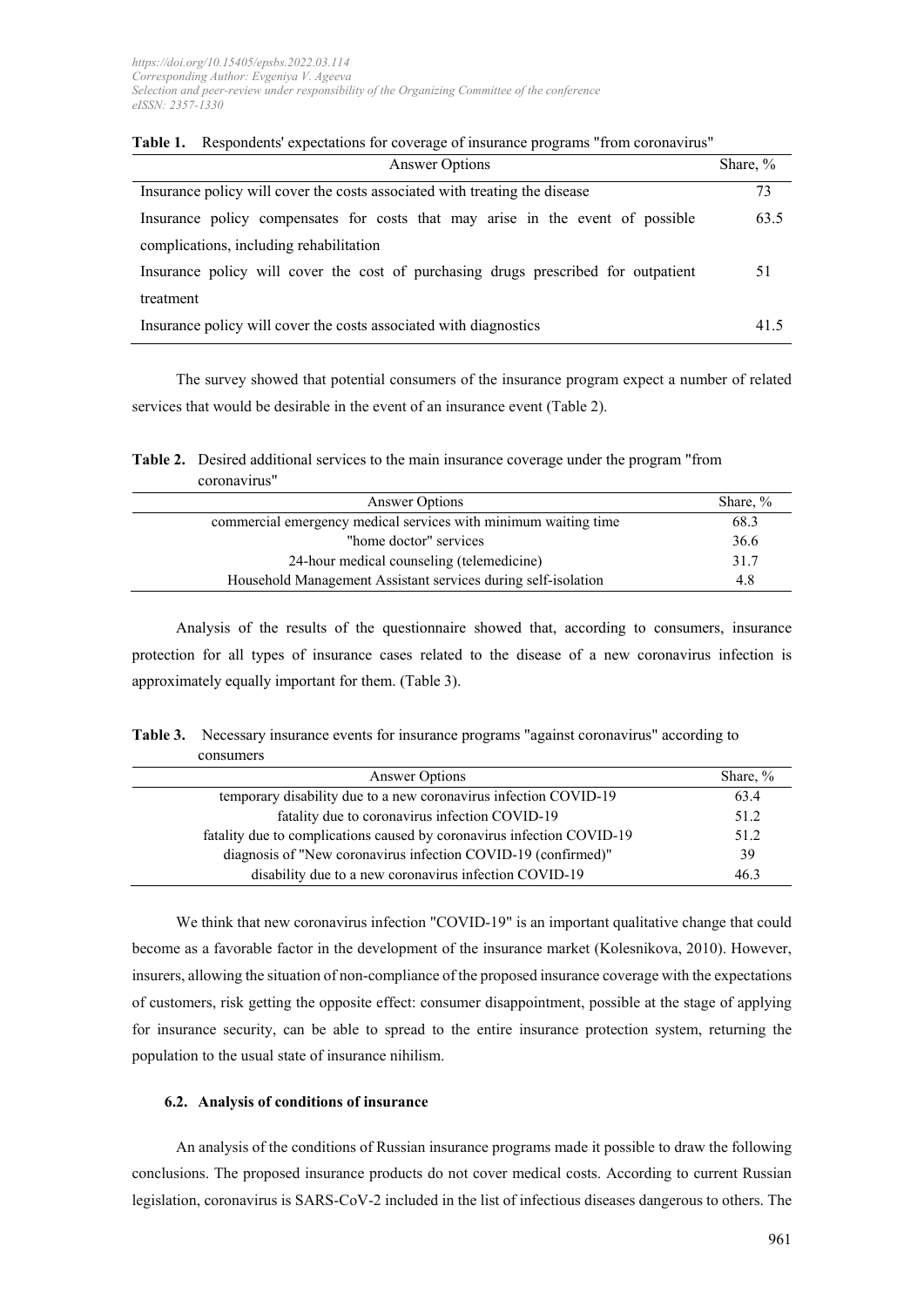**Table 1.** Respondents' expectations for coverage of insurance programs "from coronavirus"

| Answer Options | Share, % |
|---|---|
| Insurance policy will cover the costs associated with treating the disease | 73 |
| Insurance policy compensates for costs that may arise in the event of possible complications, including rehabilitation | 63.5 |
| Insurance policy will cover the cost of purchasing drugs prescribed for outpatient treatment | 51 |
| Insurance policy will cover the costs associated with diagnostics | 41.5 |

The survey showed that potential consumers of the insurance program expect a number of related services that would be desirable in the event of an insurance event (Table 2).

**Table 2.** Desired additional services to the main insurance coverage under the program "from coronavirus"

| Answer Options | Share, % |
|---|---|
| commercial emergency medical services with minimum waiting time | 68.3 |
| "home doctor" services | 36.6 |
| 24-hour medical counseling (telemedicine) | 31.7 |
| Household Management Assistant services during self-isolation | 4.8 |

Analysis of the results of the questionnaire showed that, according to consumers, insurance protection for all types of insurance cases related to the disease of a new coronavirus infection is approximately equally important for them. (Table 3).

**Table 3.** Necessary insurance events for insurance programs "against coronavirus" according to consumers

| Answer Options | Share, % |
|---|---|
| temporary disability due to a new coronavirus infection COVID-19 | 63.4 |
| fatality due to coronavirus infection COVID-19 | 51.2 |
| fatality due to complications caused by coronavirus infection COVID-19 | 51.2 |
| diagnosis of "New coronavirus infection COVID-19 (confirmed)" | 39 |
| disability due to a new coronavirus infection COVID-19 | 46.3 |

We think that new coronavirus infection "COVID-19" is an important qualitative change that could become as a favorable factor in the development of the insurance market (Kolesnikova, 2010). However, insurers, allowing the situation of non-compliance of the proposed insurance coverage with the expectations of customers, risk getting the opposite effect: consumer disappointment, possible at the stage of applying for insurance security, can be able to spread to the entire insurance protection system, returning the population to the usual state of insurance nihilism.

### 6.2. Analysis of conditions of insurance

An analysis of the conditions of Russian insurance programs made it possible to draw the following conclusions. The proposed insurance products do not cover medical costs. According to current Russian legislation, coronavirus is SARS-CoV-2 included in the list of infectious diseases dangerous to others. The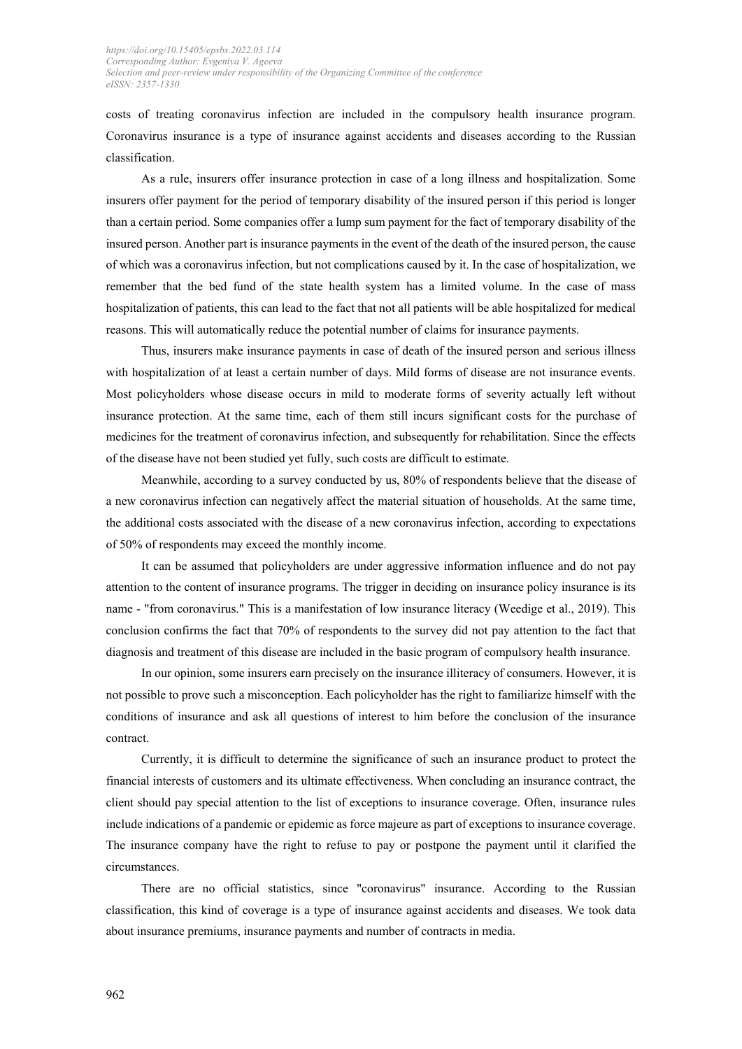costs of treating coronavirus infection are included in the compulsory health insurance program. Coronavirus insurance is a type of insurance against accidents and diseases according to the Russian classification.

As a rule, insurers offer insurance protection in case of a long illness and hospitalization. Some insurers offer payment for the period of temporary disability of the insured person if this period is longer than a certain period. Some companies offer a lump sum payment for the fact of temporary disability of the insured person. Another part is insurance payments in the event of the death of the insured person, the cause of which was a coronavirus infection, but not complications caused by it. In the case of hospitalization, we remember that the bed fund of the state health system has a limited volume. In the case of mass hospitalization of patients, this can lead to the fact that not all patients will be able hospitalized for medical reasons. This will automatically reduce the potential number of claims for insurance payments.

Thus, insurers make insurance payments in case of death of the insured person and serious illness with hospitalization of at least a certain number of days. Mild forms of disease are not insurance events. Most policyholders whose disease occurs in mild to moderate forms of severity actually left without insurance protection. At the same time, each of them still incurs significant costs for the purchase of medicines for the treatment of coronavirus infection, and subsequently for rehabilitation. Since the effects of the disease have not been studied yet fully, such costs are difficult to estimate.

Meanwhile, according to a survey conducted by us, 80% of respondents believe that the disease of a new coronavirus infection can negatively affect the material situation of households. At the same time, the additional costs associated with the disease of a new coronavirus infection, according to expectations of 50% of respondents may exceed the monthly income.

It can be assumed that policyholders are under aggressive information influence and do not pay attention to the content of insurance programs. The trigger in deciding on insurance policy insurance is its name - "from coronavirus." This is a manifestation of low insurance literacy (Weedige et al., 2019). This conclusion confirms the fact that 70% of respondents to the survey did not pay attention to the fact that diagnosis and treatment of this disease are included in the basic program of compulsory health insurance.

In our opinion, some insurers earn precisely on the insurance illiteracy of consumers. However, it is not possible to prove such a misconception. Each policyholder has the right to familiarize himself with the conditions of insurance and ask all questions of interest to him before the conclusion of the insurance contract.

Currently, it is difficult to determine the significance of such an insurance product to protect the financial interests of customers and its ultimate effectiveness. When concluding an insurance contract, the client should pay special attention to the list of exceptions to insurance coverage. Often, insurance rules include indications of a pandemic or epidemic as force majeure as part of exceptions to insurance coverage. The insurance company have the right to refuse to pay or postpone the payment until it clarified the circumstances.

There are no official statistics, since "coronavirus" insurance. According to the Russian classification, this kind of coverage is a type of insurance against accidents and diseases. We took data about insurance premiums, insurance payments and number of contracts in media.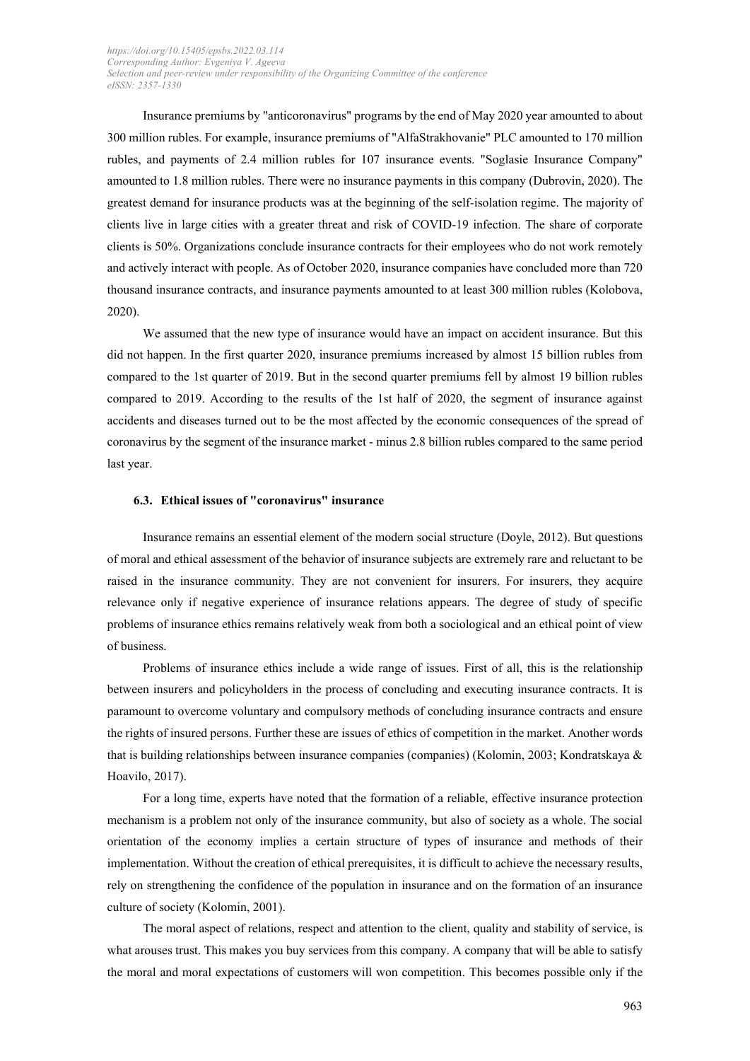Insurance premiums by "anticoronavirus" programs by the end of May 2020 year amounted to about 300 million rubles. For example, insurance premiums of "AlfaStrakhovanie" PLC amounted to 170 million rubles, and payments of 2.4 million rubles for 107 insurance events. "Soglasie Insurance Company" amounted to 1.8 million rubles. There were no insurance payments in this company (Dubrovin, 2020). The greatest demand for insurance products was at the beginning of the self-isolation regime. The majority of clients live in large cities with a greater threat and risk of COVID-19 infection. The share of corporate clients is 50%. Organizations conclude insurance contracts for their employees who do not work remotely and actively interact with people. As of October 2020, insurance companies have concluded more than 720 thousand insurance contracts, and insurance payments amounted to at least 300 million rubles (Kolobova, 2020).

We assumed that the new type of insurance would have an impact on accident insurance. But this did not happen. In the first quarter 2020, insurance premiums increased by almost 15 billion rubles from compared to the 1st quarter of 2019. But in the second quarter premiums fell by almost 19 billion rubles compared to 2019. According to the results of the 1st half of 2020, the segment of insurance against accidents and diseases turned out to be the most affected by the economic consequences of the spread of coronavirus by the segment of the insurance market - minus 2.8 billion rubles compared to the same period last year.

### 6.3. Ethical issues of "coronavirus" insurance

Insurance remains an essential element of the modern social structure (Doyle, 2012). But questions of moral and ethical assessment of the behavior of insurance subjects are extremely rare and reluctant to be raised in the insurance community. They are not convenient for insurers. For insurers, they acquire relevance only if negative experience of insurance relations appears. The degree of study of specific problems of insurance ethics remains relatively weak from both a sociological and an ethical point of view of business.

Problems of insurance ethics include a wide range of issues. First of all, this is the relationship between insurers and policyholders in the process of concluding and executing insurance contracts. It is paramount to overcome voluntary and compulsory methods of concluding insurance contracts and ensure the rights of insured persons. Further these are issues of ethics of competition in the market. Another words that is building relationships between insurance companies (companies) (Kolomin, 2003; Kondratskaya & Hoavilo, 2017).

For a long time, experts have noted that the formation of a reliable, effective insurance protection mechanism is a problem not only of the insurance community, but also of society as a whole. The social orientation of the economy implies a certain structure of types of insurance and methods of their implementation. Without the creation of ethical prerequisites, it is difficult to achieve the necessary results, rely on strengthening the confidence of the population in insurance and on the formation of an insurance culture of society (Kolomin, 2001).

The moral aspect of relations, respect and attention to the client, quality and stability of service, is what arouses trust. This makes you buy services from this company. A company that will be able to satisfy the moral and moral expectations of customers will won competition. This becomes possible only if the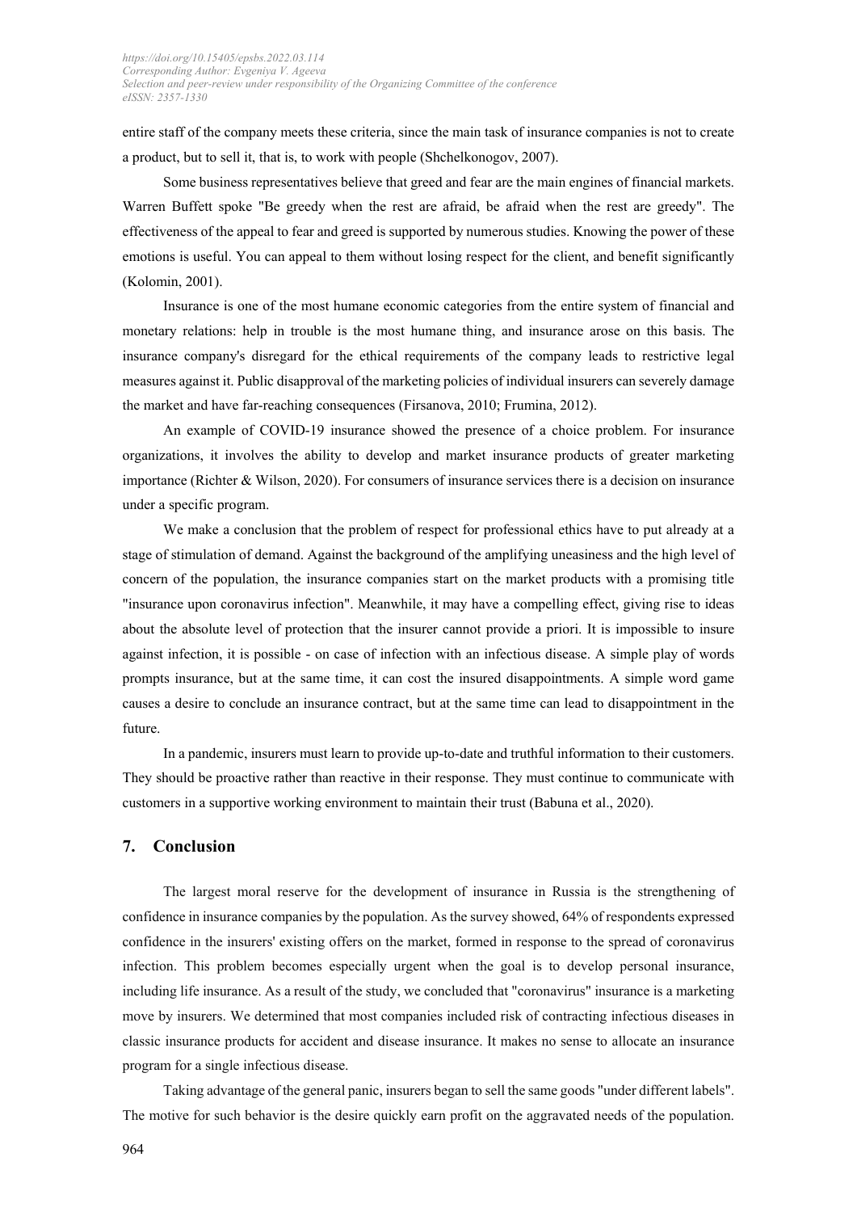entire staff of the company meets these criteria, since the main task of insurance companies is not to create a product, but to sell it, that is, to work with people (Shchelkonogov, 2007).

Some business representatives believe that greed and fear are the main engines of financial markets. Warren Buffett spoke "Be greedy when the rest are afraid, be afraid when the rest are greedy". The effectiveness of the appeal to fear and greed is supported by numerous studies. Knowing the power of these emotions is useful. You can appeal to them without losing respect for the client, and benefit significantly (Kolomin, 2001).

Insurance is one of the most humane economic categories from the entire system of financial and monetary relations: help in trouble is the most humane thing, and insurance arose on this basis. The insurance company's disregard for the ethical requirements of the company leads to restrictive legal measures against it. Public disapproval of the marketing policies of individual insurers can severely damage the market and have far-reaching consequences (Firsanova, 2010; Frumina, 2012).

An example of COVID-19 insurance showed the presence of a choice problem. For insurance organizations, it involves the ability to develop and market insurance products of greater marketing importance (Richter & Wilson, 2020). For consumers of insurance services there is a decision on insurance under a specific program.

We make a conclusion that the problem of respect for professional ethics have to put already at a stage of stimulation of demand. Against the background of the amplifying uneasiness and the high level of concern of the population, the insurance companies start on the market products with a promising title "insurance upon coronavirus infection". Meanwhile, it may have a compelling effect, giving rise to ideas about the absolute level of protection that the insurer cannot provide a priori. It is impossible to insure against infection, it is possible - on case of infection with an infectious disease. A simple play of words prompts insurance, but at the same time, it can cost the insured disappointments. A simple word game causes a desire to conclude an insurance contract, but at the same time can lead to disappointment in the future.

In a pandemic, insurers must learn to provide up-to-date and truthful information to their customers. They should be proactive rather than reactive in their response. They must continue to communicate with customers in a supportive working environment to maintain their trust (Babuna et al., 2020).

## 7. Conclusion

The largest moral reserve for the development of insurance in Russia is the strengthening of confidence in insurance companies by the population. As the survey showed, 64% of respondents expressed confidence in the insurers' existing offers on the market, formed in response to the spread of coronavirus infection. This problem becomes especially urgent when the goal is to develop personal insurance, including life insurance. As a result of the study, we concluded that "coronavirus" insurance is a marketing move by insurers. We determined that most companies included risk of contracting infectious diseases in classic insurance products for accident and disease insurance. It makes no sense to allocate an insurance program for a single infectious disease.

Taking advantage of the general panic, insurers began to sell the same goods "under different labels". The motive for such behavior is the desire quickly earn profit on the aggravated needs of the population.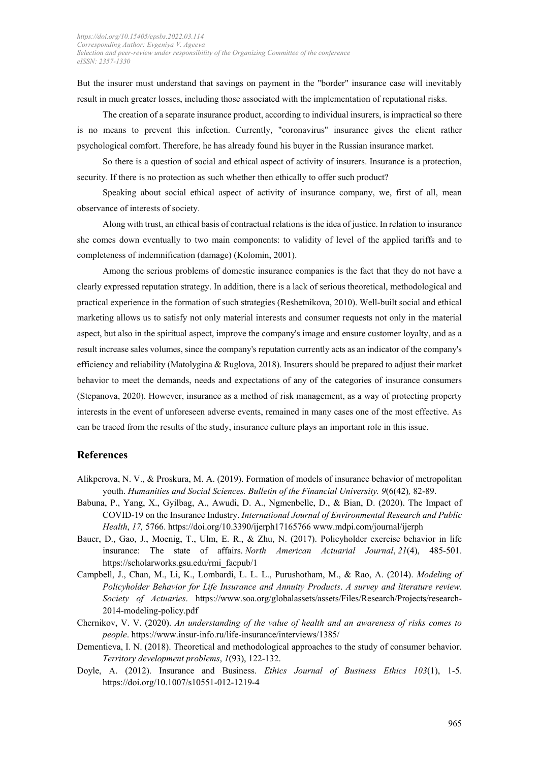But the insurer must understand that savings on payment in the "border" insurance case will inevitably result in much greater losses, including those associated with the implementation of reputational risks.

The creation of a separate insurance product, according to individual insurers, is impractical so there is no means to prevent this infection. Currently, "coronavirus" insurance gives the client rather psychological comfort. Therefore, he has already found his buyer in the Russian insurance market.

So there is a question of social and ethical aspect of activity of insurers. Insurance is a protection, security. If there is no protection as such whether then ethically to offer such product?

Speaking about social ethical aspect of activity of insurance company, we, first of all, mean observance of interests of society.

Along with trust, an ethical basis of contractual relations is the idea of justice. In relation to insurance she comes down eventually to two main components: to validity of level of the applied tariffs and to completeness of indemnification (damage) (Kolomin, 2001).

Among the serious problems of domestic insurance companies is the fact that they do not have a clearly expressed reputation strategy. In addition, there is a lack of serious theoretical, methodological and practical experience in the formation of such strategies (Reshetnikova, 2010). Well-built social and ethical marketing allows us to satisfy not only material interests and consumer requests not only in the material aspect, but also in the spiritual aspect, improve the company's image and ensure customer loyalty, and as a result increase sales volumes, since the company's reputation currently acts as an indicator of the company's efficiency and reliability (Matolygina & Ruglova, 2018). Insurers should be prepared to adjust their market behavior to meet the demands, needs and expectations of any of the categories of insurance consumers (Stepanova, 2020). However, insurance as a method of risk management, as a way of protecting property interests in the event of unforeseen adverse events, remained in many cases one of the most effective. As can be traced from the results of the study, insurance culture plays an important role in this issue.

## References

Alikperova, N. V., & Proskura, M. A. (2019). Formation of models of insurance behavior of metropolitan youth. *Humanities and Social Sciences. Bulletin of the Financial University. 9*(6(42)*,* 82-89.

Babuna, P., Yang, X., Gyilbag, A., Awudi, D. A., Ngmenbelle, D., & Bian, D. (2020). The Impact of COVID-19 on the Insurance Industry. *International Journal of Environmental Research and Public Health*, *17,* 5766. https://doi.org/10.3390/ijerph17165766 www.mdpi.com/journal/ijerph

Bauer, D., Gao, J., Moenig, T., Ulm, E. R., & Zhu, N. (2017). Policyholder exercise behavior in life insurance: The state of affairs. *North American Actuarial Journal*, *21*(4), 485-501. https://scholarworks.gsu.edu/rmi_facpub/1

Campbell, J., Chan, M., Li, K., Lombardi, L. L. L., Purushotham, M., & Rao, A. (2014). *Modeling of Policyholder Behavior for Life Insurance and Annuity Products*. *A survey and literature review*. *Society of Actuaries*. https://www.soa.org/globalassets/assets/Files/Research/Projects/research-2014-modeling-policy.pdf

Chernikov, V. V. (2020). *An understanding of the value of health and an awareness of risks comes to people*. https://www.insur-info.ru/life-insurance/interviews/1385/

Dementieva, I. N. (2018). Theoretical and methodological approaches to the study of consumer behavior. *Territory development problems*, *1*(93), 122-132.

Doyle, A. (2012). Insurance and Business. *Ethics Journal of Business Ethics 103*(1), 1-5. https://doi.org/10.1007/s10551-012-1219-4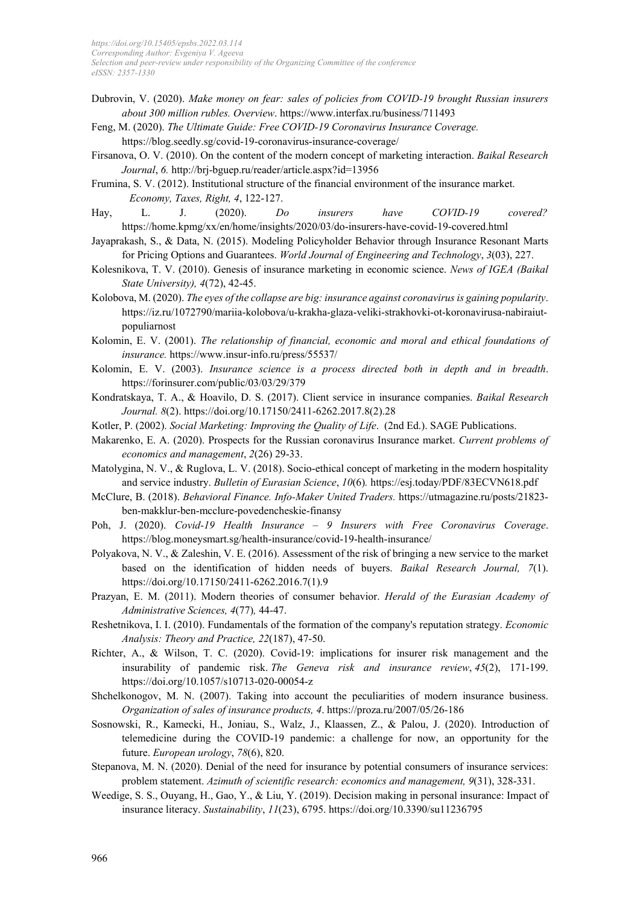Dubrovin, V. (2020). *Make money on fear: sales of policies from COVID-19 brought Russian insurers about 300 million rubles. Overview*. https://www.interfax.ru/business/711493

Feng, M. (2020). *The Ultimate Guide: Free COVID-19 Coronavirus Insurance Coverage.* https://blog.seedly.sg/covid-19-coronavirus-insurance-coverage/

Firsanova, O. V. (2010). On the content of the modern concept of marketing interaction. *Baikal Research Journal*, *6.* http://brj-bguep.ru/reader/article.aspx?id=13956

Frumina, S. V. (2012). Institutional structure of the financial environment of the insurance market. *Economy, Taxes, Right, 4*, 122-127.

Hay, L. J. (2020). *Do insurers have COVID-19 covered?* https://home.kpmg/xx/en/home/insights/2020/03/do-insurers-have-covid-19-covered.html

Jayaprakash, S., & Data, N. (2015). Modeling Policyholder Behavior through Insurance Resonant Marts for Pricing Options and Guarantees. *World Journal of Engineering and Technology*, *3*(03), 227.

Kolesnikova, T. V. (2010). Genesis of insurance marketing in economic science. *News of IGEA (Baikal State University), 4*(72), 42-45.

Kolobova, M. (2020). *The eyes of the collapse are big: insurance against coronavirus is gaining popularity*. https://iz.ru/1072790/mariia-kolobova/u-krakha-glaza-veliki-strakhovki-ot-koronavirusa-nabiraiut-populiarnost

Kolomin, E. V. (2001). *The relationship of financial, economic and moral and ethical foundations of insurance.* https://www.insur-info.ru/press/55537/

Kolomin, E. V. (2003). *Insurance science is a process directed both in depth and in breadth*. https://forinsurer.com/public/03/03/29/379

Kondratskaya, T. A., & Hoavilo, D. S. (2017). Client service in insurance companies. *Baikal Research Journal. 8*(2). https://doi.org/10.17150/2411-6262.2017.8(2).28

Kotler, P. (2002). *Social Marketing: Improving the Quality of Life*. (2nd Ed.). SAGE Publications.

Makarenko, E. A. (2020). Prospects for the Russian coronavirus Insurance market. *Current problems of economics and management*, *2*(26) 29-33.

Matolygina, N. V., & Ruglova, L. V. (2018). Socio-ethical concept of marketing in the modern hospitality and service industry. *Bulletin of Eurasian Science*, *10*(6)*.* https://esj.today/PDF/83ECVN618.pdf

McClure, B. (2018). *Behavioral Finance. Info-Maker United Traders.* https://utmagazine.ru/posts/21823-ben-makklur-ben-mcclure-povedencheskie-finansy

Poh, J. (2020). *Covid-19 Health Insurance – 9 Insurers with Free Coronavirus Coverage*. https://blog.moneysmart.sg/health-insurance/covid-19-health-insurance/

Polyakova, N. V., & Zaleshin, V. E. (2016). Assessment of the risk of bringing a new service to the market based on the identification of hidden needs of buyers. *Baikal Research Journal, 7*(1). https://doi.org/10.17150/2411-6262.2016.7(1).9

Prazyan, E. M. (2011). Modern theories of consumer behavior. *Herald of the Eurasian Academy of Administrative Sciences, 4*(77)*,* 44-47.

Reshetnikova, I. I. (2010). Fundamentals of the formation of the company's reputation strategy. *Economic Analysis: Theory and Practice, 22*(187), 47-50.

Richter, A., & Wilson, T. C. (2020). Covid-19: implications for insurer risk management and the insurability of pandemic risk. *The Geneva risk and insurance review*, *45*(2), 171-199. https://doi.org/10.1057/s10713-020-00054-z

Shchelkonogov, M. N. (2007). Taking into account the peculiarities of modern insurance business. *Organization of sales of insurance products, 4*. https://proza.ru/2007/05/26-186

Sosnowski, R., Kamecki, H., Joniau, S., Walz, J., Klaassen, Z., & Palou, J. (2020). Introduction of telemedicine during the COVID-19 pandemic: a challenge for now, an opportunity for the future. *European urology*, *78*(6), 820.

Stepanova, M. N. (2020). Denial of the need for insurance by potential consumers of insurance services: problem statement. *Azimuth of scientific research: economics and management, 9*(31), 328-331.

Weedige, S. S., Ouyang, H., Gao, Y., & Liu, Y. (2019). Decision making in personal insurance: Impact of insurance literacy. *Sustainability*, *11*(23), 6795. https://doi.org/10.3390/su11236795